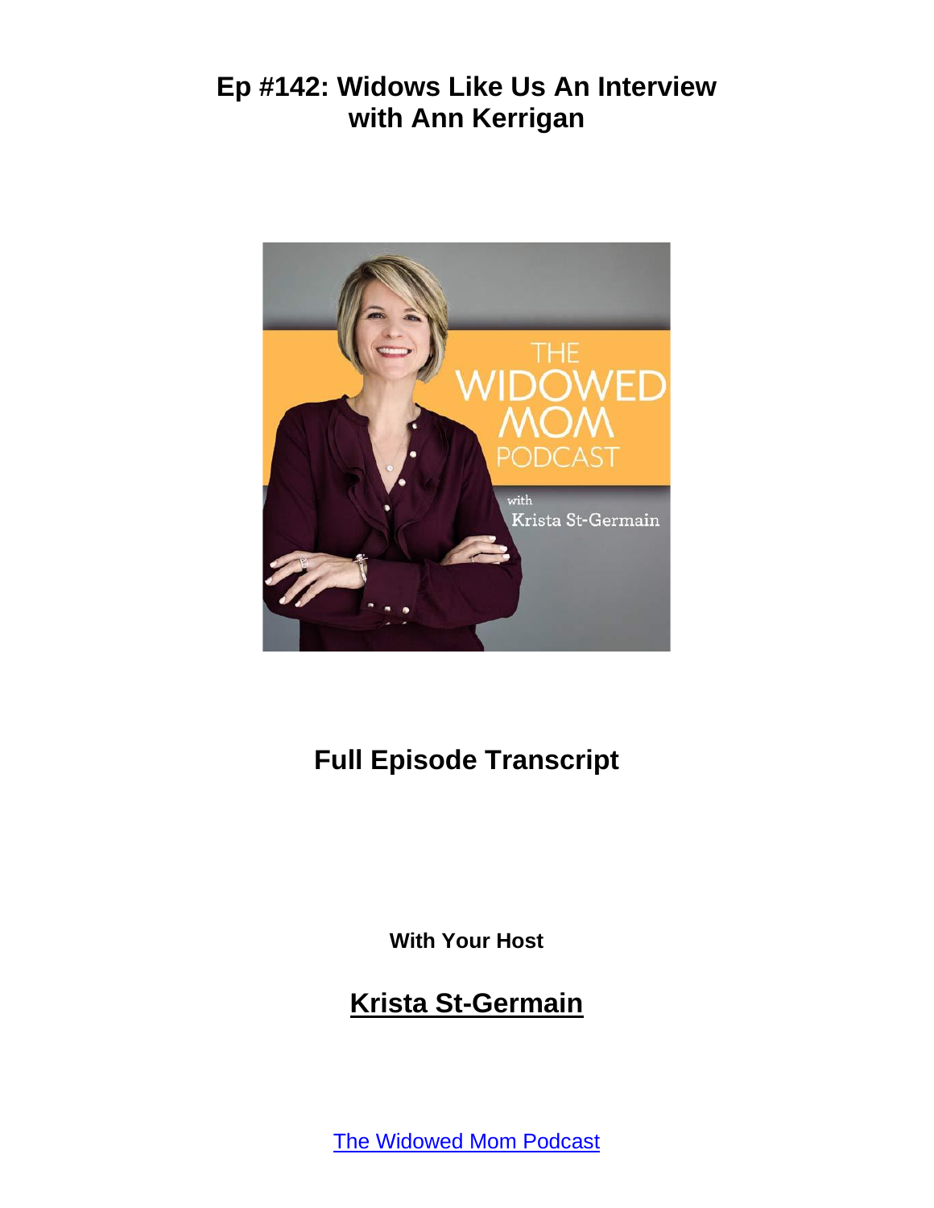# Ep #142: Widows Like Us An Interview with Ann Kerrigan

## Full Episode Transcript

**With Your Host**

## Krista St-Germain

The Widowed Mom Podcast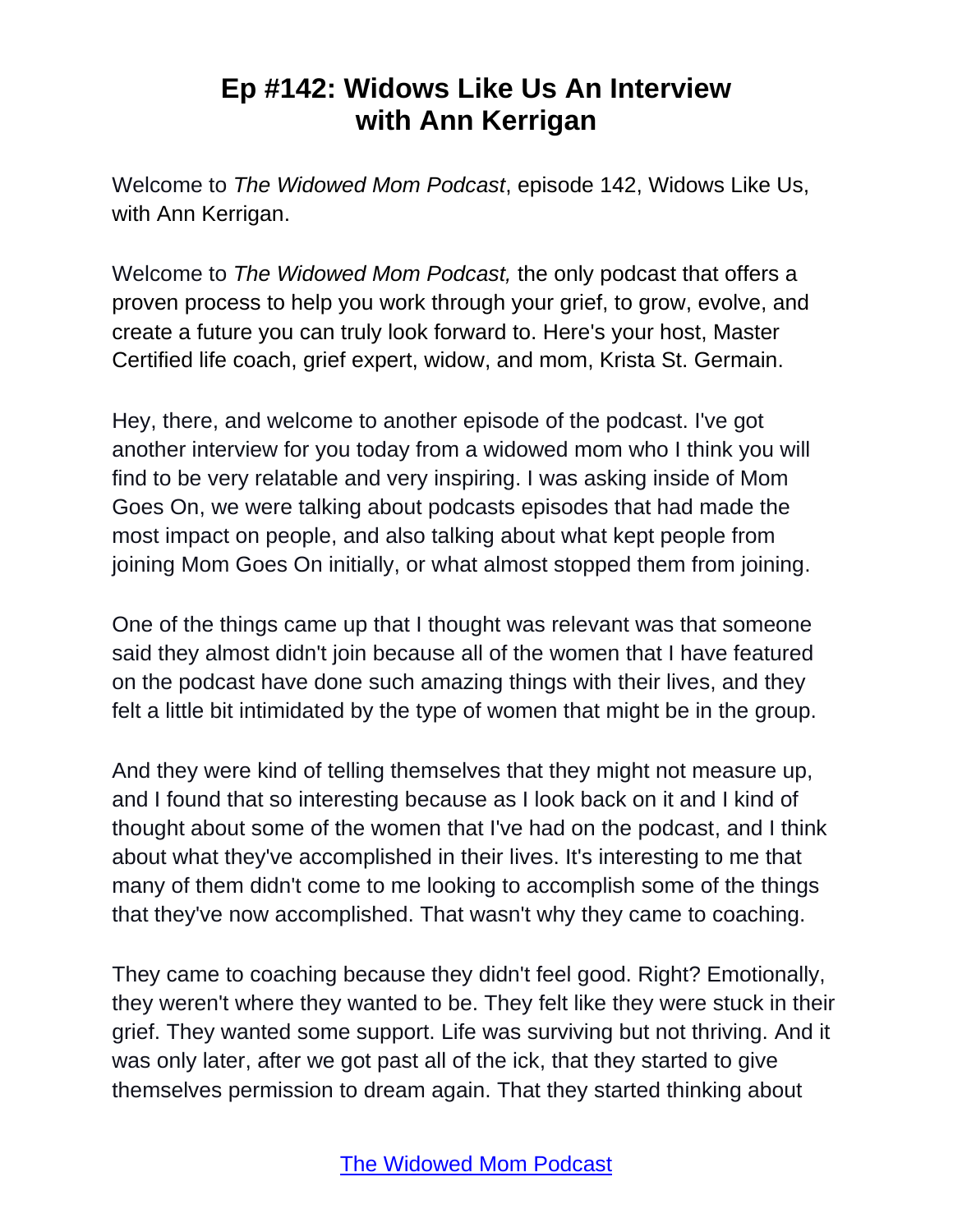# Ep #142: Widows Like Us An Interview with Ann Kerrigan

Welcome to *The Widowed Mom Podcast*, episode 142, Widows Like Us, with Ann Kerrigan.

Welcome to *The Widowed Mom Podcast,* the only podcast that offers a proven process to help you work through your grief, to grow, evolve, and create a future you can truly look forward to. Here's your host, Master Certified life coach, grief expert, widow, and mom, Krista St. Germain.

Hey, there, and welcome to another episode of the podcast. I've got another interview for you today from a widowed mom who I think you will find to be very relatable and very inspiring. I was asking inside of Mom Goes On, we were talking about podcasts episodes that had made the most impact on people, and also talking about what kept people from joining Mom Goes On initially, or what almost stopped them from joining.

One of the things came up that I thought was relevant was that someone said they almost didn't join because all of the women that I have featured on the podcast have done such amazing things with their lives, and they felt a little bit intimidated by the type of women that might be in the group.

And they were kind of telling themselves that they might not measure up, and I found that so interesting because as I look back on it and I kind of thought about some of the women that I've had on the podcast, and I think about what they've accomplished in their lives. It's interesting to me that many of them didn't come to me looking to accomplish some of the things that they've now accomplished. That wasn't why they came to coaching.

They came to coaching because they didn't feel good. Right? Emotionally, they weren't where they wanted to be. They felt like they were stuck in their grief. They wanted some support. Life was surviving but not thriving. And it was only later, after we got past all of the ick, that they started to give themselves permission to dream again. That they started thinking about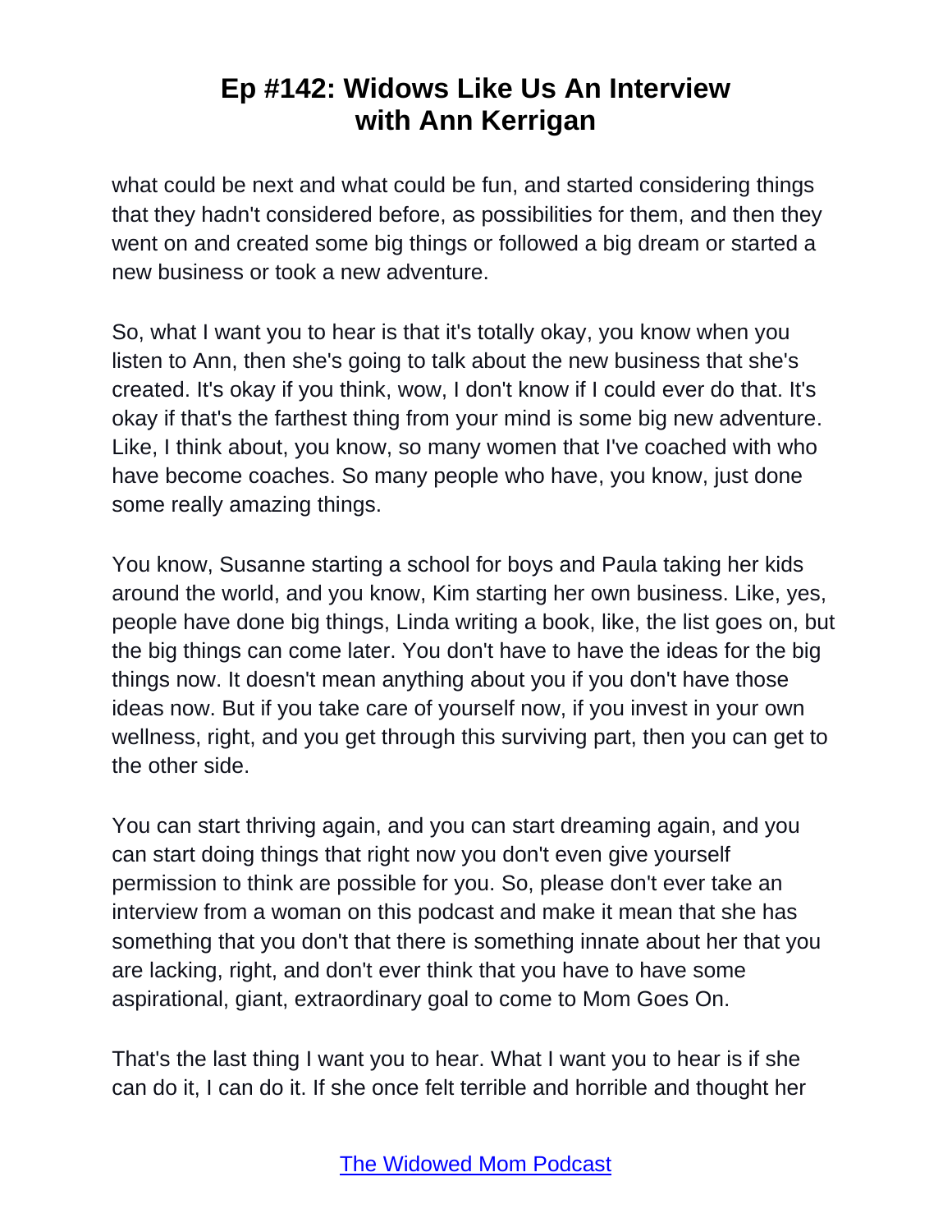what could be next and what could be fun, and started considering things that they hadn't considered before, as possibilities for them, and then they went on and created some big things or followed a big dream or started a new business or took a new adventure.

So, what I want you to hear is that it's totally okay, you know when you listen to Ann, then she's going to talk about the new business that she's created. It's okay if you think, wow, I don't know if I could ever do that. It's okay if that's the farthest thing from your mind is some big new adventure. Like, I think about, you know, so many women that I've coached with who have become coaches. So many people who have, you know, just done some really amazing things.

You know, Susanne starting a school for boys and Paula taking her kids around the world, and you know, Kim starting her own business. Like, yes, people have done big things, Linda writing a book, like, the list goes on, but the big things can come later. You don't have to have the ideas for the big things now. It doesn't mean anything about you if you don't have those ideas now. But if you take care of yourself now, if you invest in your own wellness, right, and you get through this surviving part, then you can get to the other side.

You can start thriving again, and you can start dreaming again, and you can start doing things that right now you don't even give yourself permission to think are possible for you. So, please don't ever take an interview from a woman on this podcast and make it mean that she has something that you don't that there is something innate about her that you are lacking, right, and don't ever think that you have to have some aspirational, giant, extraordinary goal to come to Mom Goes On.

That's the last thing I want you to hear. What I want you to hear is if she can do it, I can do it. If she once felt terrible and horrible and thought her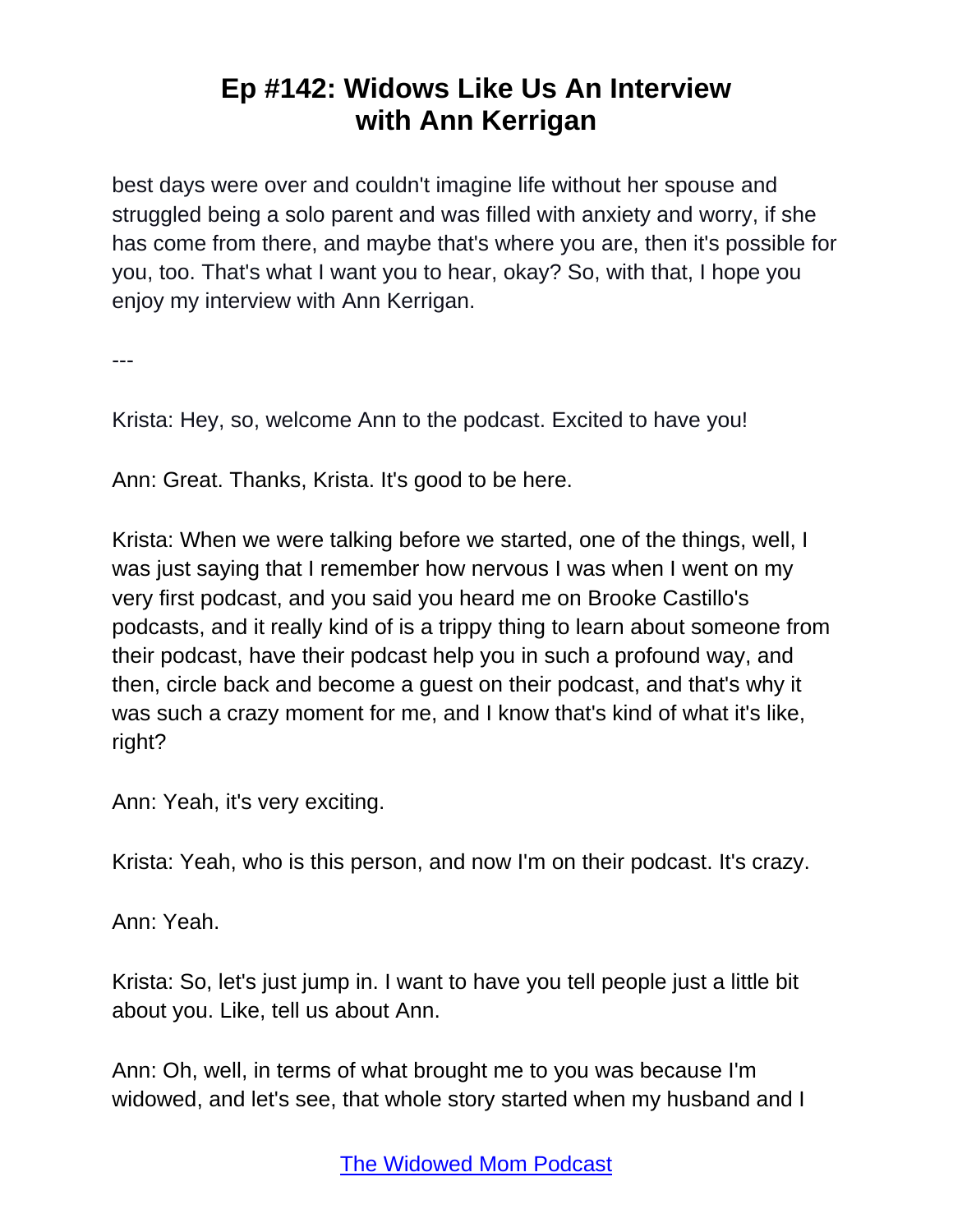best days were over and couldn't imagine life without her spouse and struggled being a solo parent and was filled with anxiety and worry, if she has come from there, and maybe that's where you are, then it's possible for you, too. That's what I want you to hear, okay? So, with that, I hope you enjoy my interview with Ann Kerrigan.

---

Krista: Hey, so, welcome Ann to the podcast. Excited to have you!

Ann: Great. Thanks, Krista. It's good to be here.

Krista: When we were talking before we started, one of the things, well, I was just saying that I remember how nervous I was when I went on my very first podcast, and you said you heard me on Brooke Castillo's podcasts, and it really kind of is a trippy thing to learn about someone from their podcast, have their podcast help you in such a profound way, and then, circle back and become a guest on their podcast, and that's why it was such a crazy moment for me, and I know that's kind of what it's like, right?

Ann: Yeah, it's very exciting.

Krista: Yeah, who is this person, and now I'm on their podcast. It's crazy.

Ann: Yeah.

Krista: So, let's just jump in. I want to have you tell people just a little bit about you. Like, tell us about Ann.

Ann: Oh, well, in terms of what brought me to you was because I'm widowed, and let's see, that whole story started when my husband and I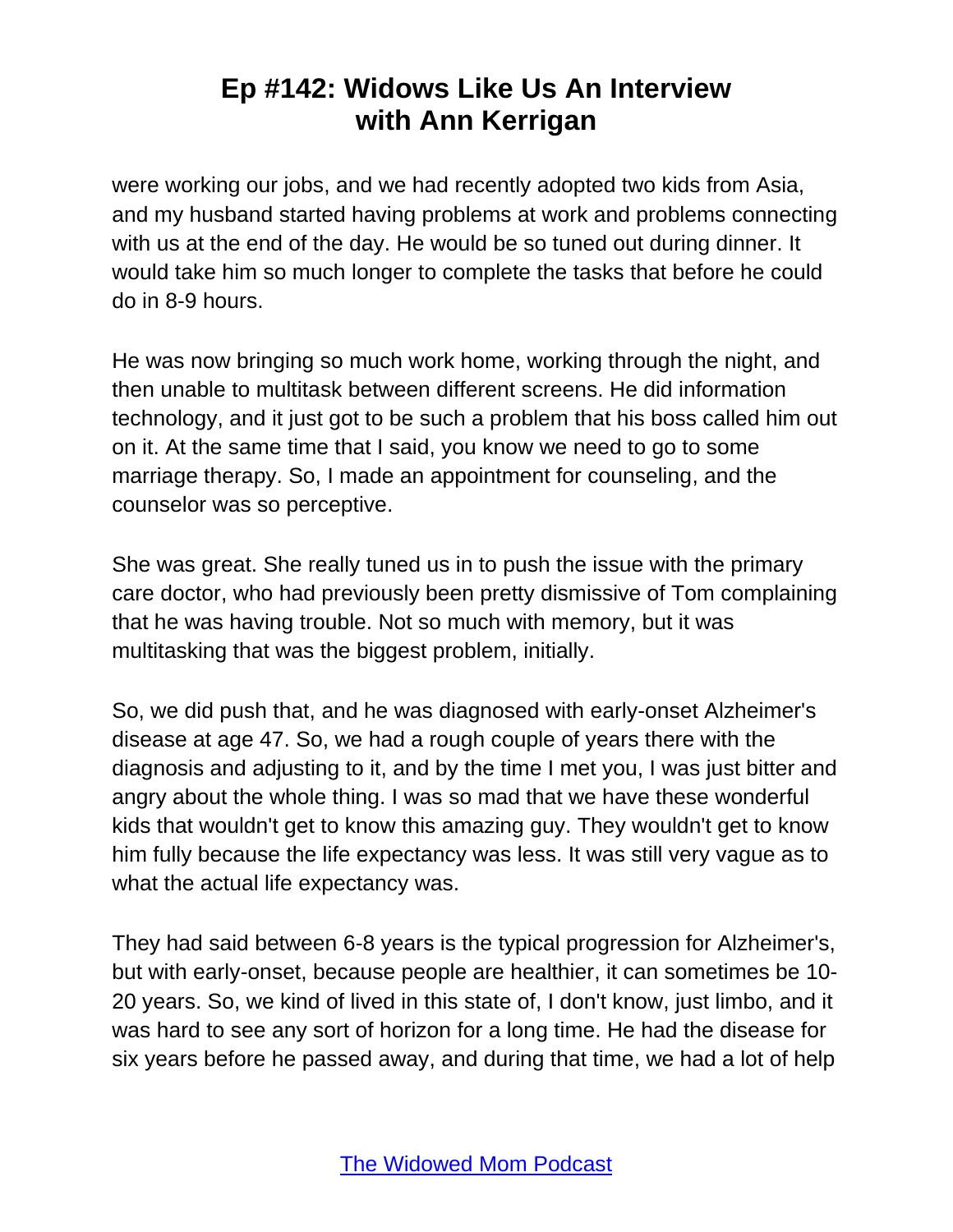were working our jobs, and we had recently adopted two kids from Asia, and my husband started having problems at work and problems connecting with us at the end of the day. He would be so tuned out during dinner. It would take him so much longer to complete the tasks that before he could do in 8-9 hours.

He was now bringing so much work home, working through the night, and then unable to multitask between different screens. He did information technology, and it just got to be such a problem that his boss called him out on it. At the same time that I said, you know we need to go to some marriage therapy. So, I made an appointment for counseling, and the counselor was so perceptive.

She was great. She really tuned us in to push the issue with the primary care doctor, who had previously been pretty dismissive of Tom complaining that he was having trouble. Not so much with memory, but it was multitasking that was the biggest problem, initially.

So, we did push that, and he was diagnosed with early-onset Alzheimer's disease at age 47. So, we had a rough couple of years there with the diagnosis and adjusting to it, and by the time I met you, I was just bitter and angry about the whole thing. I was so mad that we have these wonderful kids that wouldn't get to know this amazing guy. They wouldn't get to know him fully because the life expectancy was less. It was still very vague as to what the actual life expectancy was.

They had said between 6-8 years is the typical progression for Alzheimer's, but with early-onset, because people are healthier, it can sometimes be 10-20 years. So, we kind of lived in this state of, I don't know, just limbo, and it was hard to see any sort of horizon for a long time. He had the disease for six years before he passed away, and during that time, we had a lot of help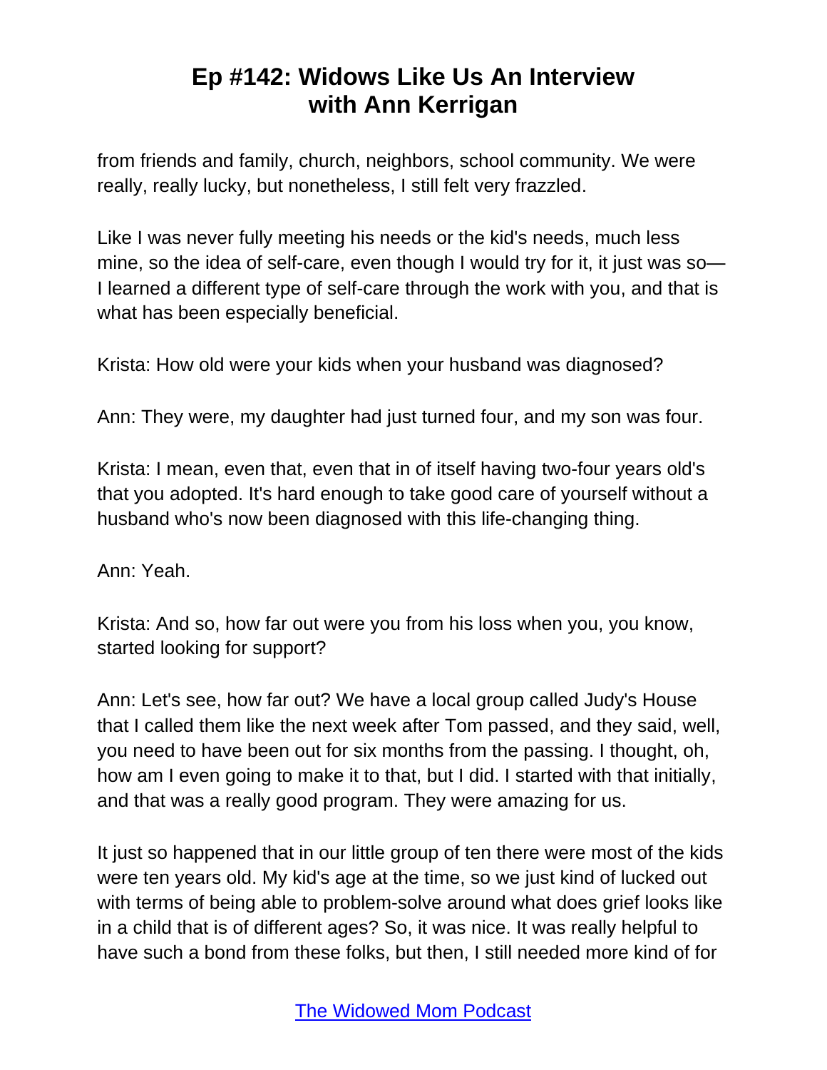from friends and family, church, neighbors, school community. We were really, really lucky, but nonetheless, I still felt very frazzled.

Like I was never fully meeting his needs or the kid's needs, much less mine, so the idea of self-care, even though I would try for it, it just was so—I learned a different type of self-care through the work with you, and that is what has been especially beneficial.

Krista: How old were your kids when your husband was diagnosed?

Ann: They were, my daughter had just turned four, and my son was four.

Krista: I mean, even that, even that in of itself having two-four years old's that you adopted. It's hard enough to take good care of yourself without a husband who's now been diagnosed with this life-changing thing.

Ann: Yeah.

Krista: And so, how far out were you from his loss when you, you know, started looking for support?

Ann: Let's see, how far out? We have a local group called Judy's House that I called them like the next week after Tom passed, and they said, well, you need to have been out for six months from the passing. I thought, oh, how am I even going to make it to that, but I did. I started with that initially, and that was a really good program. They were amazing for us.

It just so happened that in our little group of ten there were most of the kids were ten years old. My kid's age at the time, so we just kind of lucked out with terms of being able to problem-solve around what does grief looks like in a child that is of different ages? So, it was nice. It was really helpful to have such a bond from these folks, but then, I still needed more kind of for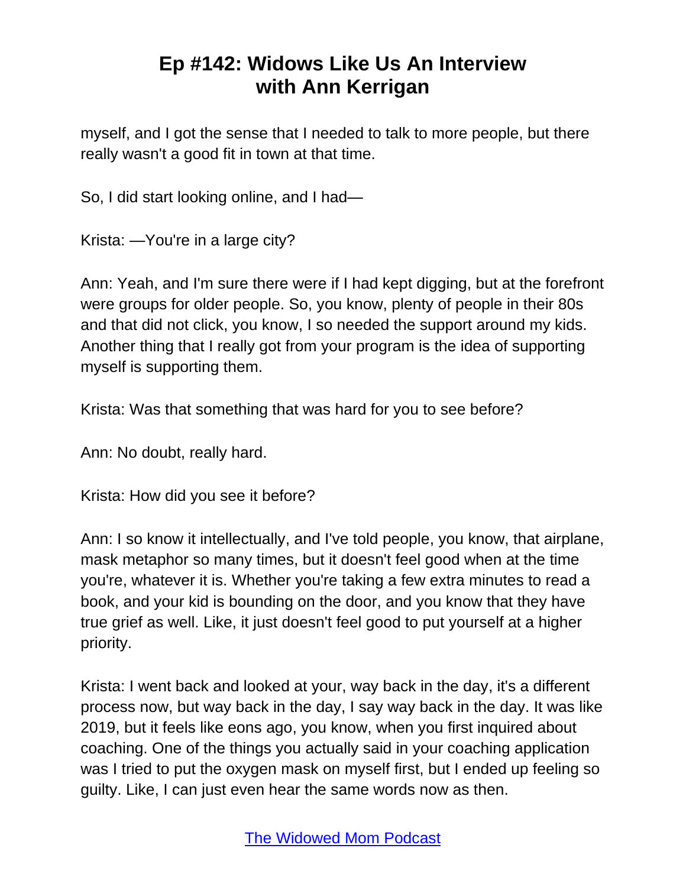myself, and I got the sense that I needed to talk to more people, but there really wasn't a good fit in town at that time.

So, I did start looking online, and I had—

Krista: —You're in a large city?

Ann: Yeah, and I'm sure there were if I had kept digging, but at the forefront were groups for older people. So, you know, plenty of people in their 80s and that did not click, you know, I so needed the support around my kids. Another thing that I really got from your program is the idea of supporting myself is supporting them.

Krista: Was that something that was hard for you to see before?

Ann: No doubt, really hard.

Krista: How did you see it before?

Ann: I so know it intellectually, and I've told people, you know, that airplane, mask metaphor so many times, but it doesn't feel good when at the time you're, whatever it is. Whether you're taking a few extra minutes to read a book, and your kid is bounding on the door, and you know that they have true grief as well. Like, it just doesn't feel good to put yourself at a higher priority.

Krista: I went back and looked at your, way back in the day, it's a different process now, but way back in the day, I say way back in the day. It was like 2019, but it feels like eons ago, you know, when you first inquired about coaching. One of the things you actually said in your coaching application was I tried to put the oxygen mask on myself first, but I ended up feeling so guilty. Like, I can just even hear the same words now as then.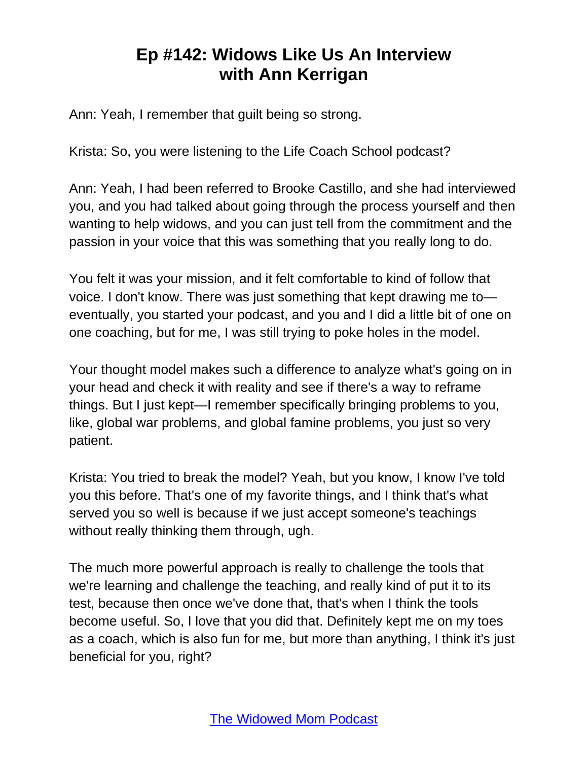Ann: Yeah, I remember that guilt being so strong.

Krista: So, you were listening to the Life Coach School podcast?

Ann: Yeah, I had been referred to Brooke Castillo, and she had interviewed you, and you had talked about going through the process yourself and then wanting to help widows, and you can just tell from the commitment and the passion in your voice that this was something that you really long to do.

You felt it was your mission, and it felt comfortable to kind of follow that voice. I don't know. There was just something that kept drawing me to—eventually, you started your podcast, and you and I did a little bit of one on one coaching, but for me, I was still trying to poke holes in the model.

Your thought model makes such a difference to analyze what's going on in your head and check it with reality and see if there's a way to reframe things. But I just kept—I remember specifically bringing problems to you, like, global war problems, and global famine problems, you just so very patient.

Krista: You tried to break the model? Yeah, but you know, I know I've told you this before. That's one of my favorite things, and I think that's what served you so well is because if we just accept someone's teachings without really thinking them through, ugh.

The much more powerful approach is really to challenge the tools that we're learning and challenge the teaching, and really kind of put it to its test, because then once we've done that, that's when I think the tools become useful. So, I love that you did that. Definitely kept me on my toes as a coach, which is also fun for me, but more than anything, I think it's just beneficial for you, right?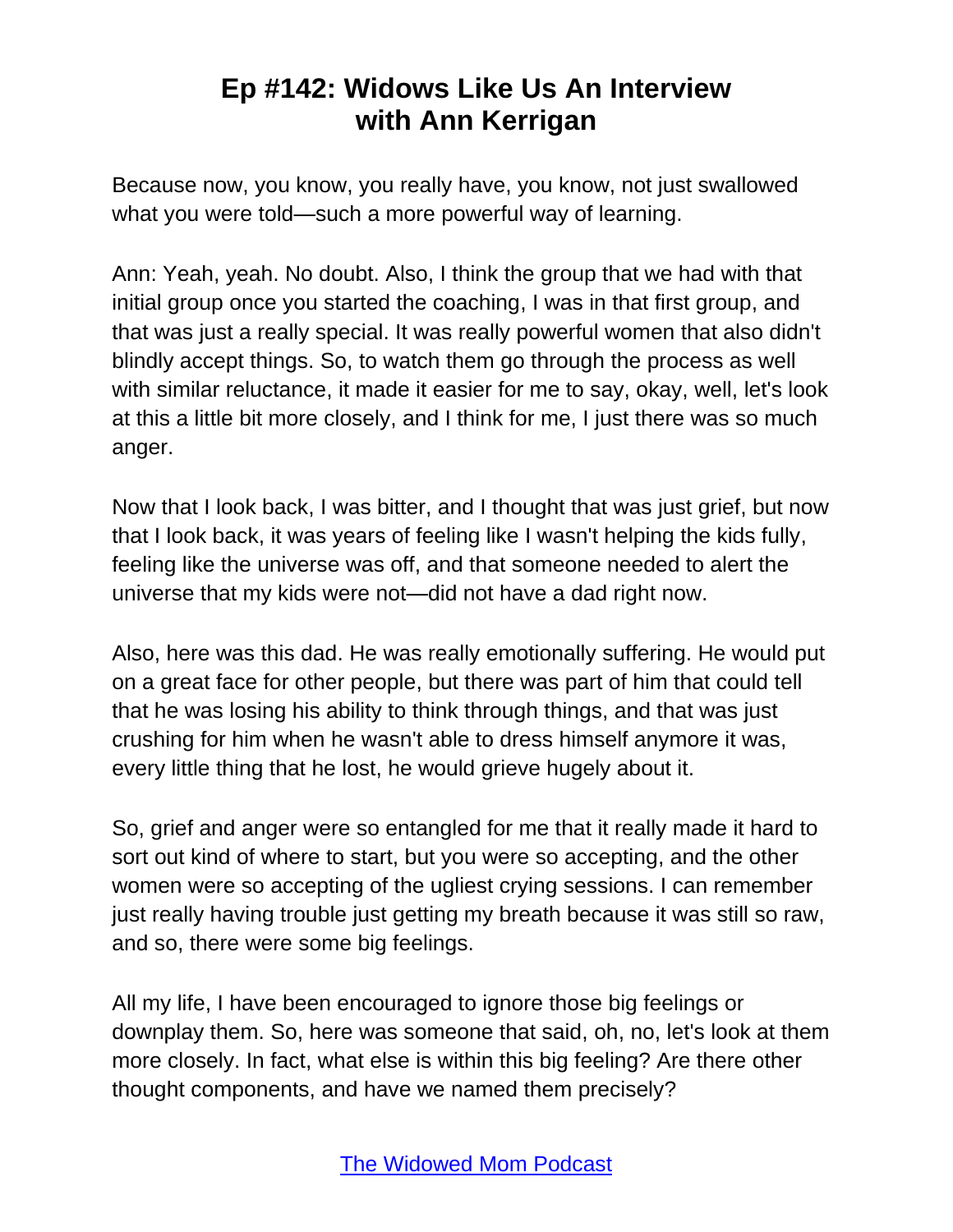Because now, you know, you really have, you know, not just swallowed what you were told—such a more powerful way of learning.

Ann: Yeah, yeah. No doubt. Also, I think the group that we had with that initial group once you started the coaching, I was in that first group, and that was just a really special. It was really powerful women that also didn't blindly accept things. So, to watch them go through the process as well with similar reluctance, it made it easier for me to say, okay, well, let's look at this a little bit more closely, and I think for me, I just there was so much anger.

Now that I look back, I was bitter, and I thought that was just grief, but now that I look back, it was years of feeling like I wasn't helping the kids fully, feeling like the universe was off, and that someone needed to alert the universe that my kids were not—did not have a dad right now.

Also, here was this dad. He was really emotionally suffering. He would put on a great face for other people, but there was part of him that could tell that he was losing his ability to think through things, and that was just crushing for him when he wasn't able to dress himself anymore it was, every little thing that he lost, he would grieve hugely about it.

So, grief and anger were so entangled for me that it really made it hard to sort out kind of where to start, but you were so accepting, and the other women were so accepting of the ugliest crying sessions. I can remember just really having trouble just getting my breath because it was still so raw, and so, there were some big feelings.

All my life, I have been encouraged to ignore those big feelings or downplay them. So, here was someone that said, oh, no, let's look at them more closely. In fact, what else is within this big feeling? Are there other thought components, and have we named them precisely?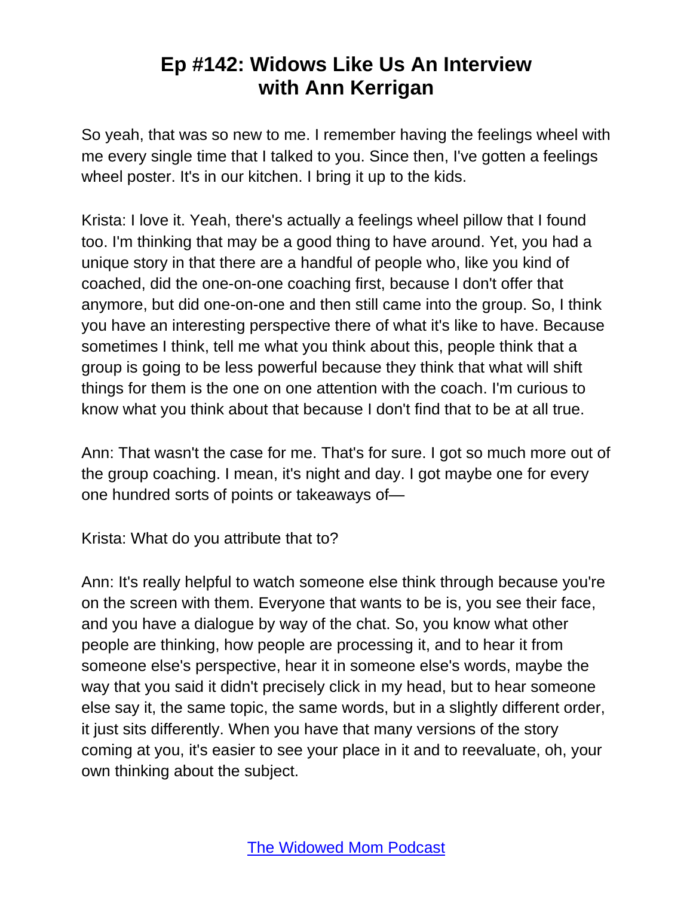So yeah, that was so new to me. I remember having the feelings wheel with me every single time that I talked to you. Since then, I've gotten a feelings wheel poster. It's in our kitchen. I bring it up to the kids.

Krista: I love it. Yeah, there's actually a feelings wheel pillow that I found too. I'm thinking that may be a good thing to have around. Yet, you had a unique story in that there are a handful of people who, like you kind of coached, did the one-on-one coaching first, because I don't offer that anymore, but did one-on-one and then still came into the group. So, I think you have an interesting perspective there of what it's like to have. Because sometimes I think, tell me what you think about this, people think that a group is going to be less powerful because they think that what will shift things for them is the one on one attention with the coach. I'm curious to know what you think about that because I don't find that to be at all true.

Ann: That wasn't the case for me. That's for sure. I got so much more out of the group coaching. I mean, it's night and day. I got maybe one for every one hundred sorts of points or takeaways of—

Krista: What do you attribute that to?

Ann: It's really helpful to watch someone else think through because you're on the screen with them. Everyone that wants to be is, you see their face, and you have a dialogue by way of the chat. So, you know what other people are thinking, how people are processing it, and to hear it from someone else's perspective, hear it in someone else's words, maybe the way that you said it didn't precisely click in my head, but to hear someone else say it, the same topic, the same words, but in a slightly different order, it just sits differently. When you have that many versions of the story coming at you, it's easier to see your place in it and to reevaluate, oh, your own thinking about the subject.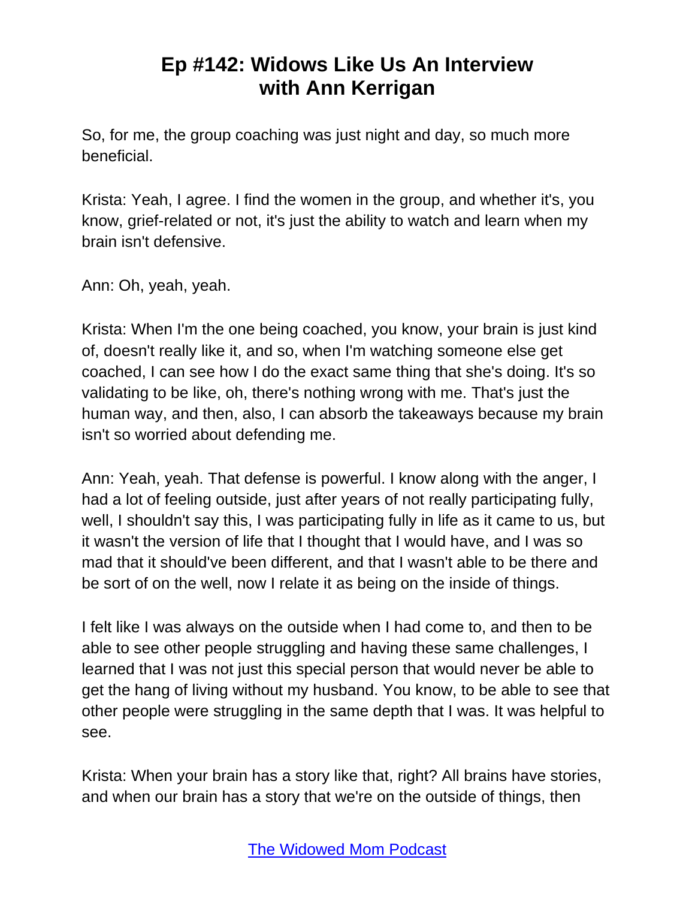So, for me, the group coaching was just night and day, so much more beneficial.

Krista: Yeah, I agree. I find the women in the group, and whether it's, you know, grief-related or not, it's just the ability to watch and learn when my brain isn't defensive.

Ann: Oh, yeah, yeah.

Krista: When I'm the one being coached, you know, your brain is just kind of, doesn't really like it, and so, when I'm watching someone else get coached, I can see how I do the exact same thing that she's doing. It's so validating to be like, oh, there's nothing wrong with me. That's just the human way, and then, also, I can absorb the takeaways because my brain isn't so worried about defending me.

Ann: Yeah, yeah. That defense is powerful. I know along with the anger, I had a lot of feeling outside, just after years of not really participating fully, well, I shouldn't say this, I was participating fully in life as it came to us, but it wasn't the version of life that I thought that I would have, and I was so mad that it should've been different, and that I wasn't able to be there and be sort of on the well, now I relate it as being on the inside of things.

I felt like I was always on the outside when I had come to, and then to be able to see other people struggling and having these same challenges, I learned that I was not just this special person that would never be able to get the hang of living without my husband. You know, to be able to see that other people were struggling in the same depth that I was. It was helpful to see.

Krista: When your brain has a story like that, right? All brains have stories, and when our brain has a story that we're on the outside of things, then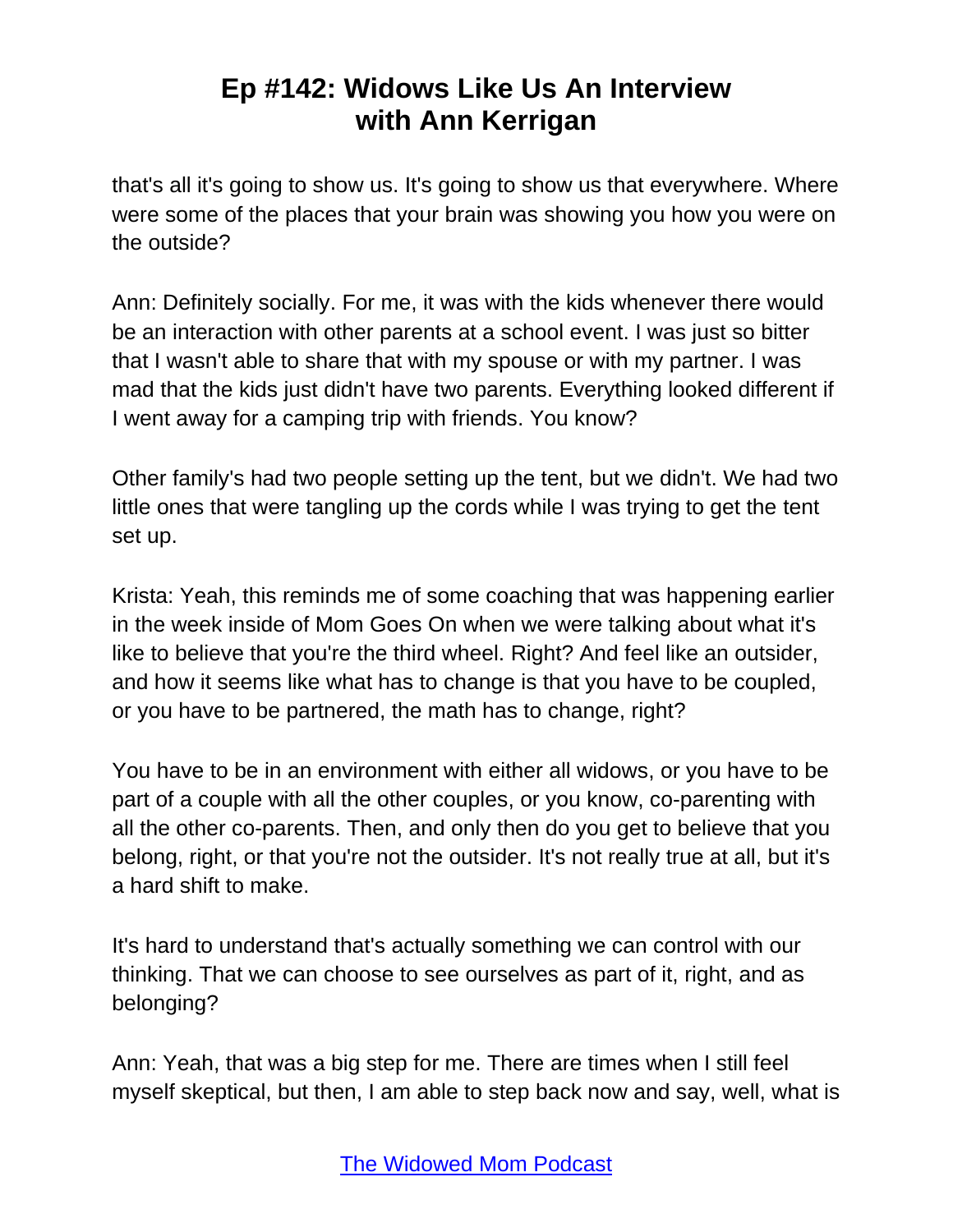that's all it's going to show us. It's going to show us that everywhere. Where were some of the places that your brain was showing you how you were on the outside?

Ann: Definitely socially. For me, it was with the kids whenever there would be an interaction with other parents at a school event. I was just so bitter that I wasn't able to share that with my spouse or with my partner. I was mad that the kids just didn't have two parents. Everything looked different if I went away for a camping trip with friends. You know?

Other family's had two people setting up the tent, but we didn't. We had two little ones that were tangling up the cords while I was trying to get the tent set up.

Krista: Yeah, this reminds me of some coaching that was happening earlier in the week inside of Mom Goes On when we were talking about what it's like to believe that you're the third wheel. Right? And feel like an outsider, and how it seems like what has to change is that you have to be coupled, or you have to be partnered, the math has to change, right?

You have to be in an environment with either all widows, or you have to be part of a couple with all the other couples, or you know, co-parenting with all the other co-parents. Then, and only then do you get to believe that you belong, right, or that you're not the outsider. It's not really true at all, but it's a hard shift to make.

It's hard to understand that's actually something we can control with our thinking. That we can choose to see ourselves as part of it, right, and as belonging?

Ann: Yeah, that was a big step for me. There are times when I still feel myself skeptical, but then, I am able to step back now and say, well, what is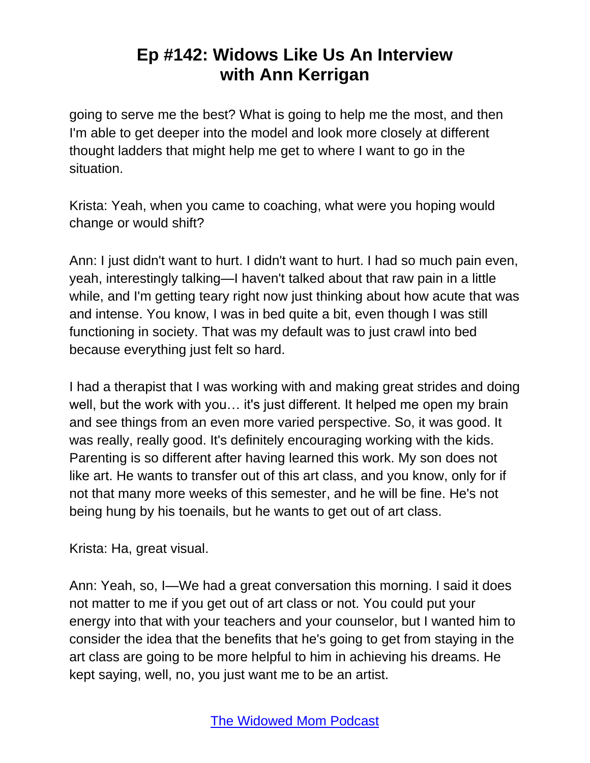going to serve me the best? What is going to help me the most, and then I'm able to get deeper into the model and look more closely at different thought ladders that might help me get to where I want to go in the situation.

Krista: Yeah, when you came to coaching, what were you hoping would change or would shift?

Ann: I just didn't want to hurt. I didn't want to hurt. I had so much pain even, yeah, interestingly talking—I haven't talked about that raw pain in a little while, and I'm getting teary right now just thinking about how acute that was and intense. You know, I was in bed quite a bit, even though I was still functioning in society. That was my default was to just crawl into bed because everything just felt so hard.

I had a therapist that I was working with and making great strides and doing well, but the work with you… it's just different. It helped me open my brain and see things from an even more varied perspective. So, it was good. It was really, really good. It's definitely encouraging working with the kids. Parenting is so different after having learned this work. My son does not like art. He wants to transfer out of this art class, and you know, only for if not that many more weeks of this semester, and he will be fine. He's not being hung by his toenails, but he wants to get out of art class.

Krista: Ha, great visual.

Ann: Yeah, so, I—We had a great conversation this morning. I said it does not matter to me if you get out of art class or not. You could put your energy into that with your teachers and your counselor, but I wanted him to consider the idea that the benefits that he's going to get from staying in the art class are going to be more helpful to him in achieving his dreams. He kept saying, well, no, you just want me to be an artist.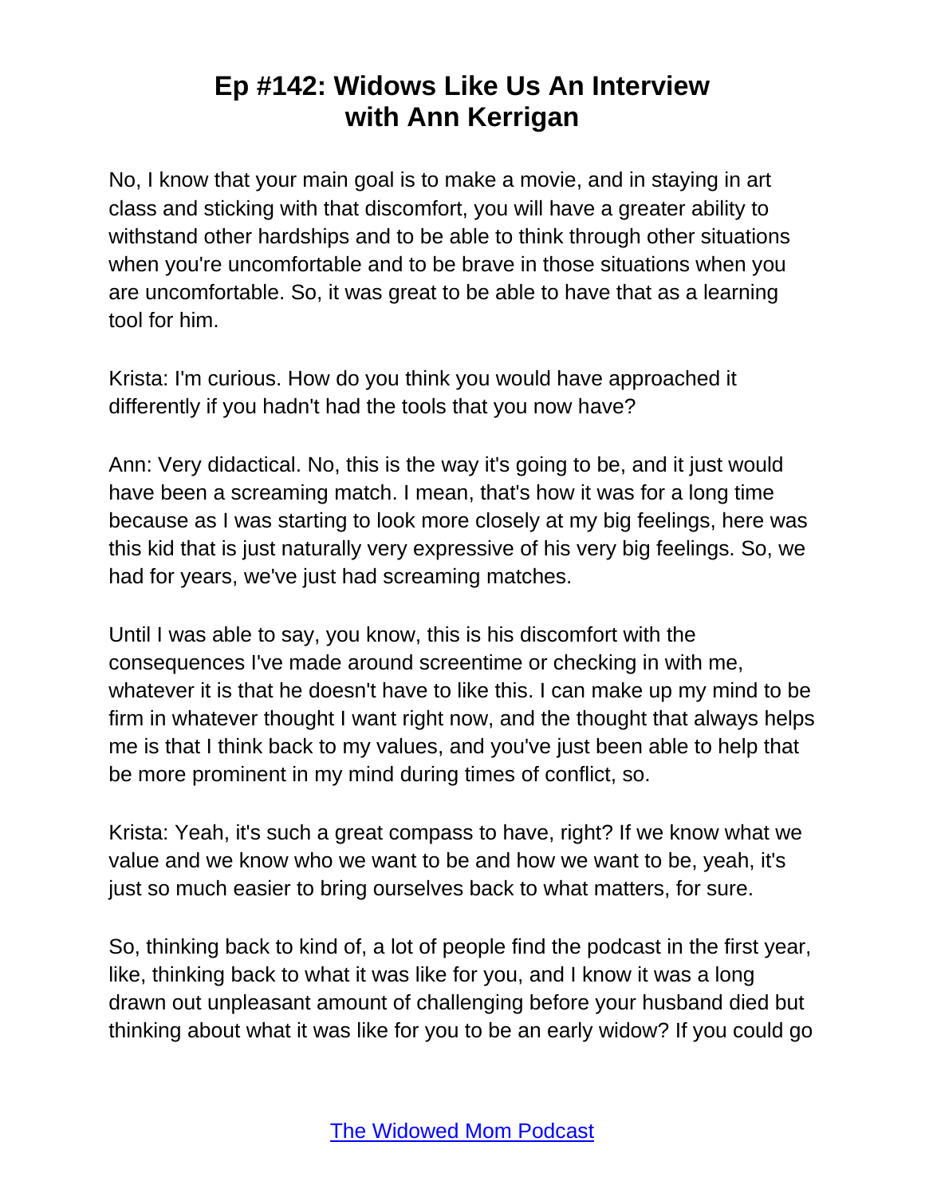No, I know that your main goal is to make a movie, and in staying in art class and sticking with that discomfort, you will have a greater ability to withstand other hardships and to be able to think through other situations when you're uncomfortable and to be brave in those situations when you are uncomfortable. So, it was great to be able to have that as a learning tool for him.

Krista: I'm curious. How do you think you would have approached it differently if you hadn't had the tools that you now have?

Ann: Very didactical. No, this is the way it's going to be, and it just would have been a screaming match. I mean, that's how it was for a long time because as I was starting to look more closely at my big feelings, here was this kid that is just naturally very expressive of his very big feelings. So, we had for years, we've just had screaming matches.

Until I was able to say, you know, this is his discomfort with the consequences I've made around screentime or checking in with me, whatever it is that he doesn't have to like this. I can make up my mind to be firm in whatever thought I want right now, and the thought that always helps me is that I think back to my values, and you've just been able to help that be more prominent in my mind during times of conflict, so.

Krista: Yeah, it's such a great compass to have, right? If we know what we value and we know who we want to be and how we want to be, yeah, it's just so much easier to bring ourselves back to what matters, for sure.

So, thinking back to kind of, a lot of people find the podcast in the first year, like, thinking back to what it was like for you, and I know it was a long drawn out unpleasant amount of challenging before your husband died but thinking about what it was like for you to be an early widow? If you could go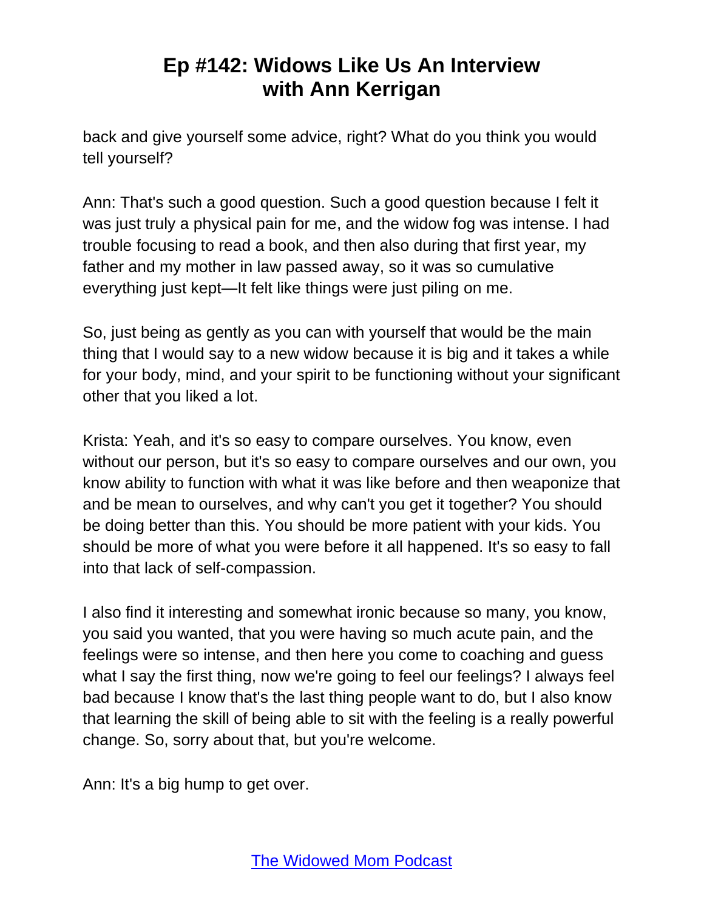back and give yourself some advice, right? What do you think you would tell yourself?

Ann: That's such a good question. Such a good question because I felt it was just truly a physical pain for me, and the widow fog was intense. I had trouble focusing to read a book, and then also during that first year, my father and my mother in law passed away, so it was so cumulative everything just kept—It felt like things were just piling on me.

So, just being as gently as you can with yourself that would be the main thing that I would say to a new widow because it is big and it takes a while for your body, mind, and your spirit to be functioning without your significant other that you liked a lot.

Krista: Yeah, and it's so easy to compare ourselves. You know, even without our person, but it's so easy to compare ourselves and our own, you know ability to function with what it was like before and then weaponize that and be mean to ourselves, and why can't you get it together? You should be doing better than this. You should be more patient with your kids. You should be more of what you were before it all happened. It's so easy to fall into that lack of self-compassion.

I also find it interesting and somewhat ironic because so many, you know, you said you wanted, that you were having so much acute pain, and the feelings were so intense, and then here you come to coaching and guess what I say the first thing, now we're going to feel our feelings? I always feel bad because I know that's the last thing people want to do, but I also know that learning the skill of being able to sit with the feeling is a really powerful change. So, sorry about that, but you're welcome.

Ann: It's a big hump to get over.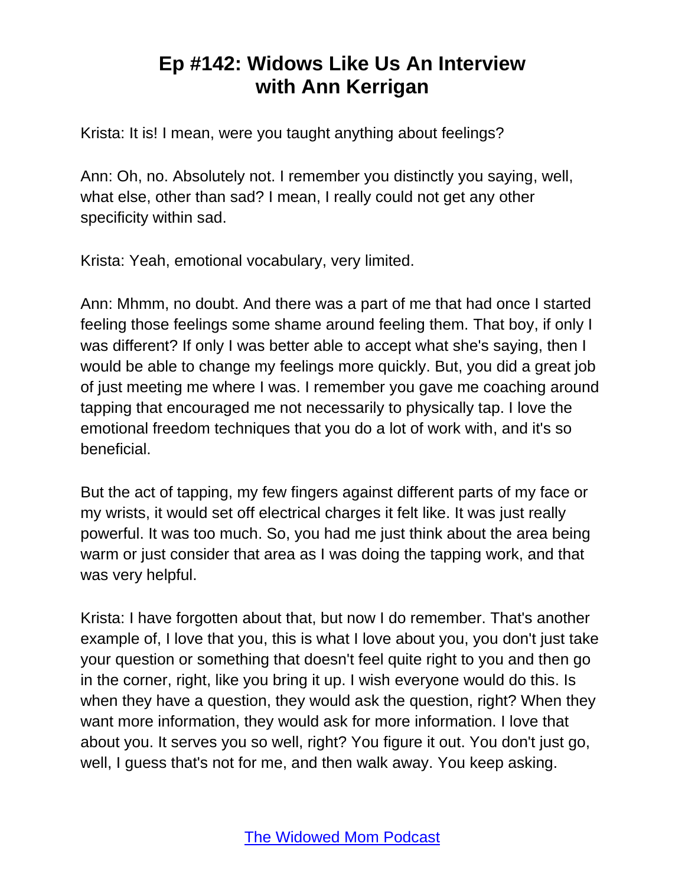Krista: It is! I mean, were you taught anything about feelings?

Ann: Oh, no. Absolutely not. I remember you distinctly you saying, well, what else, other than sad? I mean, I really could not get any other specificity within sad.

Krista: Yeah, emotional vocabulary, very limited.

Ann: Mhmm, no doubt. And there was a part of me that had once I started feeling those feelings some shame around feeling them. That boy, if only I was different? If only I was better able to accept what she's saying, then I would be able to change my feelings more quickly. But, you did a great job of just meeting me where I was. I remember you gave me coaching around tapping that encouraged me not necessarily to physically tap. I love the emotional freedom techniques that you do a lot of work with, and it's so beneficial.

But the act of tapping, my few fingers against different parts of my face or my wrists, it would set off electrical charges it felt like. It was just really powerful. It was too much. So, you had me just think about the area being warm or just consider that area as I was doing the tapping work, and that was very helpful.

Krista: I have forgotten about that, but now I do remember. That's another example of, I love that you, this is what I love about you, you don't just take your question or something that doesn't feel quite right to you and then go in the corner, right, like you bring it up. I wish everyone would do this. Is when they have a question, they would ask the question, right? When they want more information, they would ask for more information. I love that about you. It serves you so well, right? You figure it out. You don't just go, well, I guess that's not for me, and then walk away. You keep asking.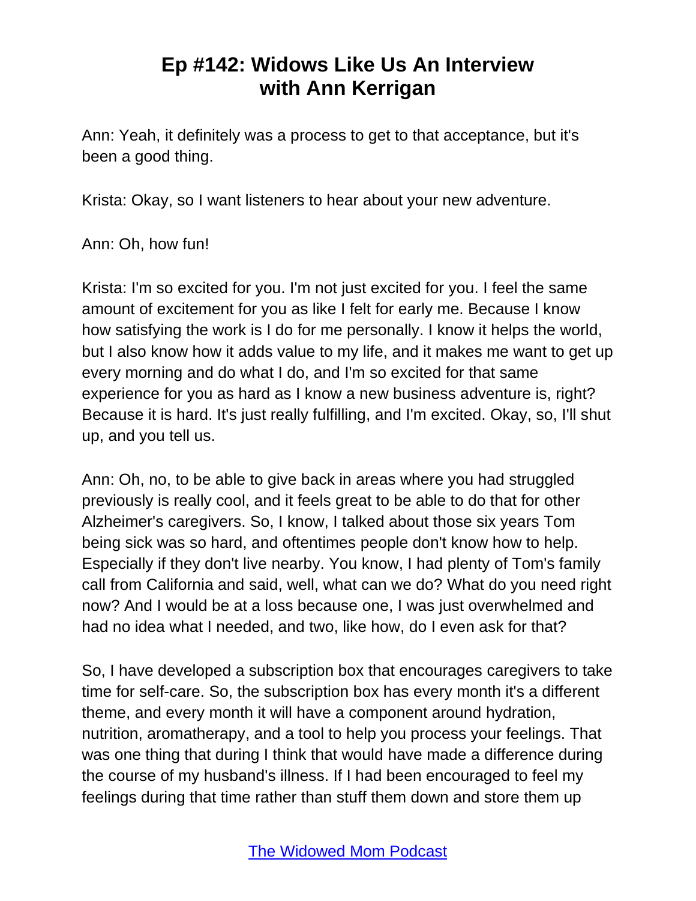Ann: Yeah, it definitely was a process to get to that acceptance, but it's been a good thing.

Krista: Okay, so I want listeners to hear about your new adventure.

Ann: Oh, how fun!

Krista: I'm so excited for you. I'm not just excited for you. I feel the same amount of excitement for you as like I felt for early me. Because I know how satisfying the work is I do for me personally. I know it helps the world, but I also know how it adds value to my life, and it makes me want to get up every morning and do what I do, and I'm so excited for that same experience for you as hard as I know a new business adventure is, right? Because it is hard. It's just really fulfilling, and I'm excited. Okay, so, I'll shut up, and you tell us.

Ann: Oh, no, to be able to give back in areas where you had struggled previously is really cool, and it feels great to be able to do that for other Alzheimer's caregivers. So, I know, I talked about those six years Tom being sick was so hard, and oftentimes people don't know how to help. Especially if they don't live nearby. You know, I had plenty of Tom's family call from California and said, well, what can we do? What do you need right now? And I would be at a loss because one, I was just overwhelmed and had no idea what I needed, and two, like how, do I even ask for that?

So, I have developed a subscription box that encourages caregivers to take time for self-care. So, the subscription box has every month it's a different theme, and every month it will have a component around hydration, nutrition, aromatherapy, and a tool to help you process your feelings. That was one thing that during I think that would have made a difference during the course of my husband's illness. If I had been encouraged to feel my feelings during that time rather than stuff them down and store them up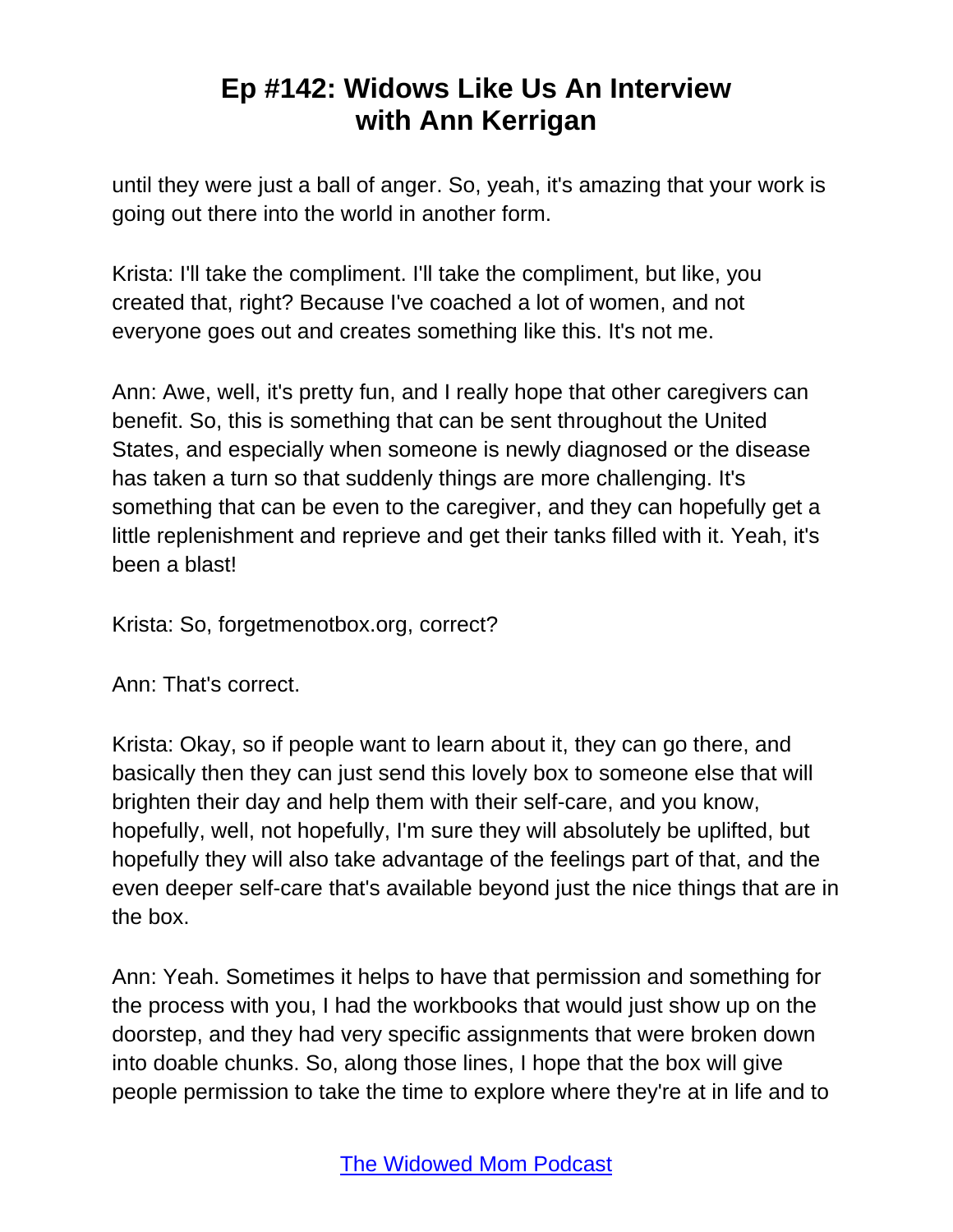until they were just a ball of anger. So, yeah, it's amazing that your work is going out there into the world in another form.

Krista: I'll take the compliment. I'll take the compliment, but like, you created that, right? Because I've coached a lot of women, and not everyone goes out and creates something like this. It's not me.

Ann: Awe, well, it's pretty fun, and I really hope that other caregivers can benefit. So, this is something that can be sent throughout the United States, and especially when someone is newly diagnosed or the disease has taken a turn so that suddenly things are more challenging. It's something that can be even to the caregiver, and they can hopefully get a little replenishment and reprieve and get their tanks filled with it. Yeah, it's been a blast!

Krista: So, forgetmenotbox.org, correct?

Ann: That's correct.

Krista: Okay, so if people want to learn about it, they can go there, and basically then they can just send this lovely box to someone else that will brighten their day and help them with their self-care, and you know, hopefully, well, not hopefully, I'm sure they will absolutely be uplifted, but hopefully they will also take advantage of the feelings part of that, and the even deeper self-care that's available beyond just the nice things that are in the box.

Ann: Yeah. Sometimes it helps to have that permission and something for the process with you, I had the workbooks that would just show up on the doorstep, and they had very specific assignments that were broken down into doable chunks. So, along those lines, I hope that the box will give people permission to take the time to explore where they're at in life and to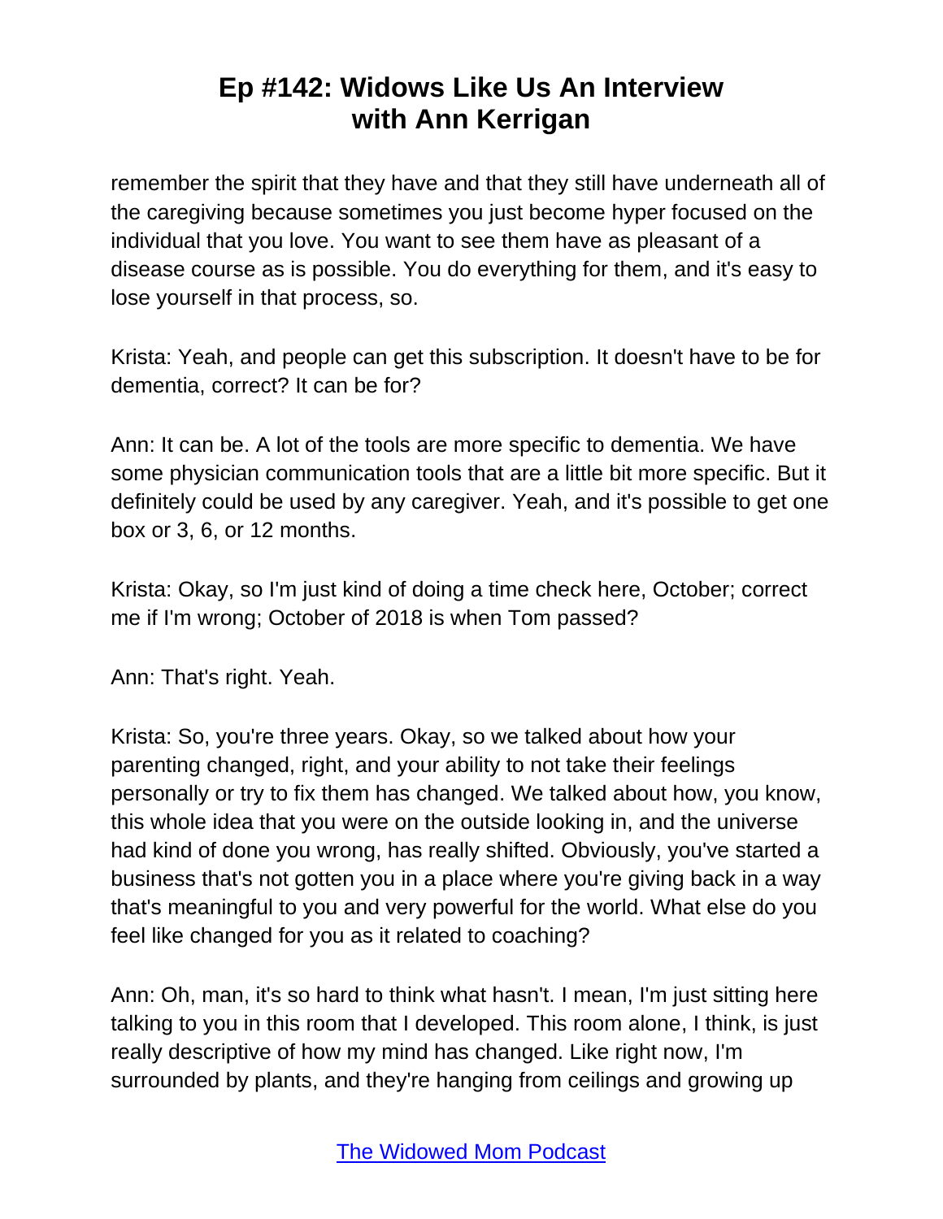remember the spirit that they have and that they still have underneath all of the caregiving because sometimes you just become hyper focused on the individual that you love. You want to see them have as pleasant of a disease course as is possible. You do everything for them, and it's easy to lose yourself in that process, so.

Krista: Yeah, and people can get this subscription. It doesn't have to be for dementia, correct? It can be for?

Ann: It can be. A lot of the tools are more specific to dementia. We have some physician communication tools that are a little bit more specific. But it definitely could be used by any caregiver. Yeah, and it's possible to get one box or 3, 6, or 12 months.

Krista: Okay, so I'm just kind of doing a time check here, October; correct me if I'm wrong; October of 2018 is when Tom passed?

Ann: That's right. Yeah.

Krista: So, you're three years. Okay, so we talked about how your parenting changed, right, and your ability to not take their feelings personally or try to fix them has changed. We talked about how, you know, this whole idea that you were on the outside looking in, and the universe had kind of done you wrong, has really shifted. Obviously, you've started a business that's not gotten you in a place where you're giving back in a way that's meaningful to you and very powerful for the world. What else do you feel like changed for you as it related to coaching?

Ann: Oh, man, it's so hard to think what hasn't. I mean, I'm just sitting here talking to you in this room that I developed. This room alone, I think, is just really descriptive of how my mind has changed. Like right now, I'm surrounded by plants, and they're hanging from ceilings and growing up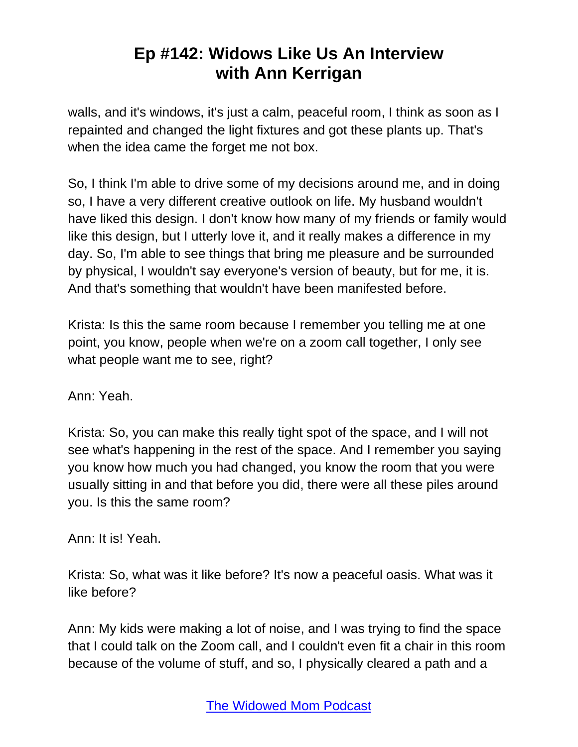walls, and it's windows, it's just a calm, peaceful room, I think as soon as I repainted and changed the light fixtures and got these plants up. That's when the idea came the forget me not box.

So, I think I'm able to drive some of my decisions around me, and in doing so, I have a very different creative outlook on life. My husband wouldn't have liked this design. I don't know how many of my friends or family would like this design, but I utterly love it, and it really makes a difference in my day. So, I'm able to see things that bring me pleasure and be surrounded by physical, I wouldn't say everyone's version of beauty, but for me, it is. And that's something that wouldn't have been manifested before.

Krista: Is this the same room because I remember you telling me at one point, you know, people when we're on a zoom call together, I only see what people want me to see, right?

Ann: Yeah.

Krista: So, you can make this really tight spot of the space, and I will not see what's happening in the rest of the space. And I remember you saying you know how much you had changed, you know the room that you were usually sitting in and that before you did, there were all these piles around you. Is this the same room?

Ann: It is! Yeah.

Krista: So, what was it like before? It's now a peaceful oasis. What was it like before?

Ann: My kids were making a lot of noise, and I was trying to find the space that I could talk on the Zoom call, and I couldn't even fit a chair in this room because of the volume of stuff, and so, I physically cleared a path and a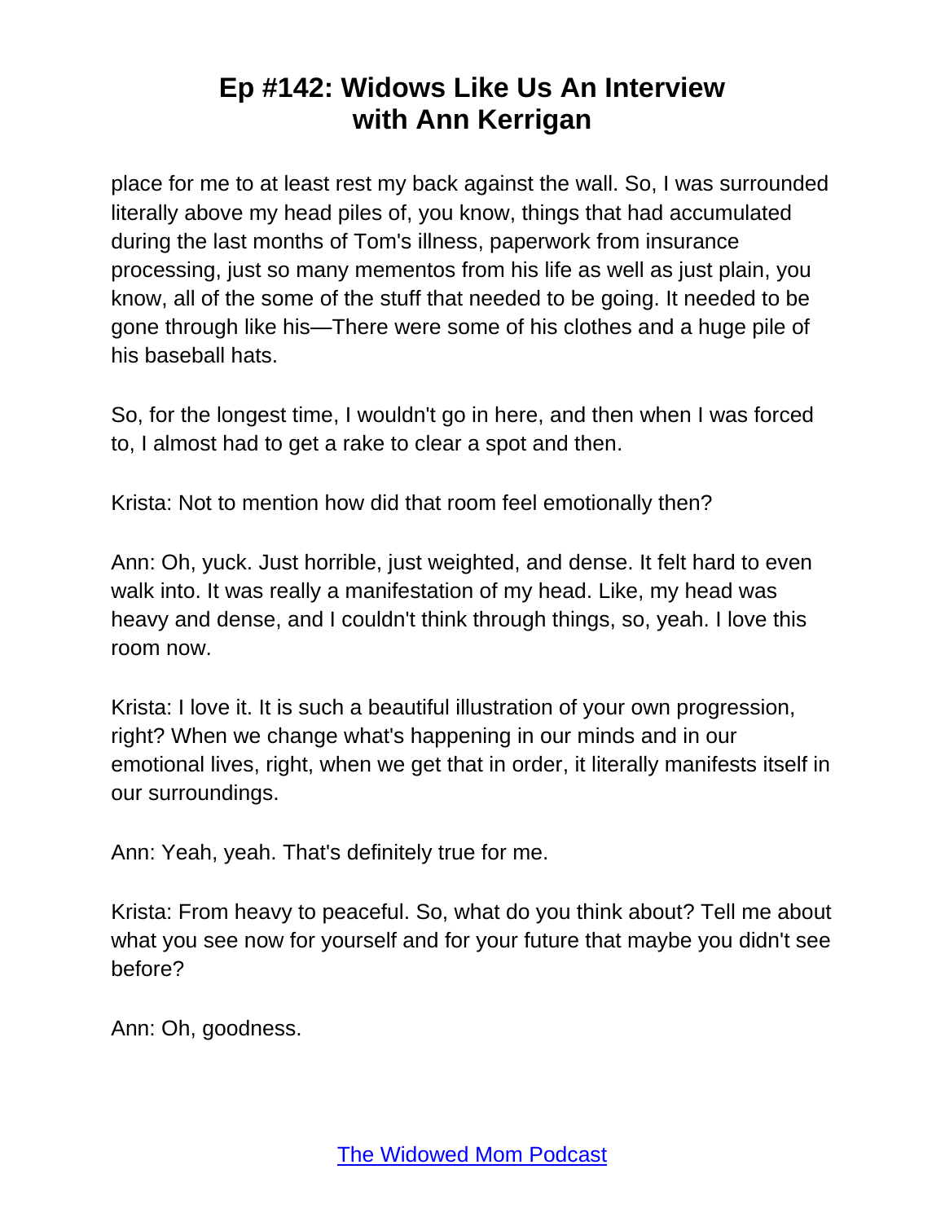place for me to at least rest my back against the wall. So, I was surrounded literally above my head piles of, you know, things that had accumulated during the last months of Tom's illness, paperwork from insurance processing, just so many mementos from his life as well as just plain, you know, all of the some of the stuff that needed to be going. It needed to be gone through like his—There were some of his clothes and a huge pile of his baseball hats.

So, for the longest time, I wouldn't go in here, and then when I was forced to, I almost had to get a rake to clear a spot and then.

Krista: Not to mention how did that room feel emotionally then?

Ann: Oh, yuck. Just horrible, just weighted, and dense. It felt hard to even walk into. It was really a manifestation of my head. Like, my head was heavy and dense, and I couldn't think through things, so, yeah. I love this room now.

Krista: I love it. It is such a beautiful illustration of your own progression, right? When we change what's happening in our minds and in our emotional lives, right, when we get that in order, it literally manifests itself in our surroundings.

Ann: Yeah, yeah. That's definitely true for me.

Krista: From heavy to peaceful. So, what do you think about? Tell me about what you see now for yourself and for your future that maybe you didn't see before?

Ann: Oh, goodness.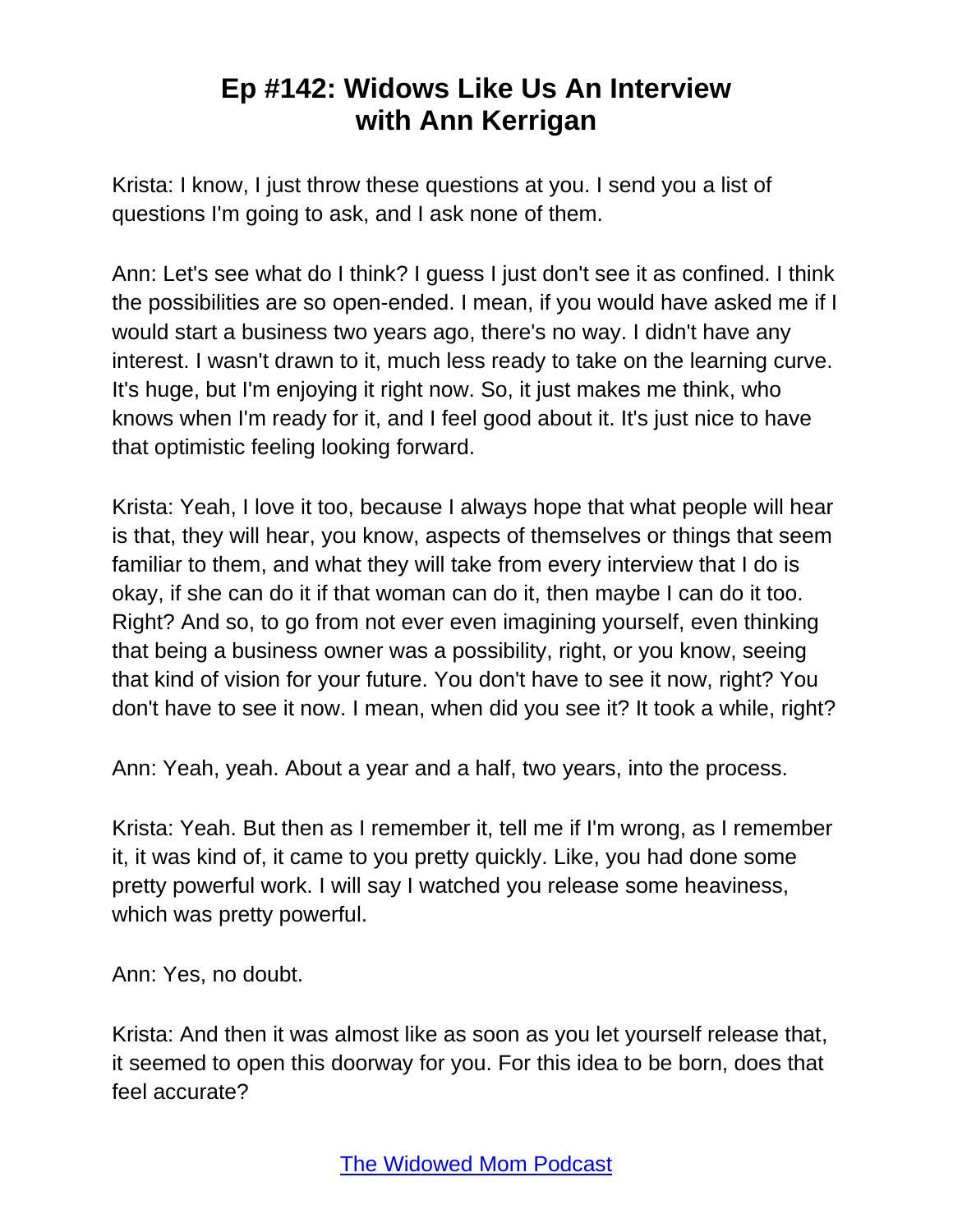Krista: I know, I just throw these questions at you. I send you a list of questions I'm going to ask, and I ask none of them.

Ann: Let's see what do I think? I guess I just don't see it as confined. I think the possibilities are so open-ended. I mean, if you would have asked me if I would start a business two years ago, there's no way. I didn't have any interest. I wasn't drawn to it, much less ready to take on the learning curve. It's huge, but I'm enjoying it right now. So, it just makes me think, who knows when I'm ready for it, and I feel good about it. It's just nice to have that optimistic feeling looking forward.

Krista: Yeah, I love it too, because I always hope that what people will hear is that, they will hear, you know, aspects of themselves or things that seem familiar to them, and what they will take from every interview that I do is okay, if she can do it if that woman can do it, then maybe I can do it too. Right? And so, to go from not ever even imagining yourself, even thinking that being a business owner was a possibility, right, or you know, seeing that kind of vision for your future. You don't have to see it now, right? You don't have to see it now. I mean, when did you see it? It took a while, right?

Ann: Yeah, yeah. About a year and a half, two years, into the process.

Krista: Yeah. But then as I remember it, tell me if I'm wrong, as I remember it, it was kind of, it came to you pretty quickly. Like, you had done some pretty powerful work. I will say I watched you release some heaviness, which was pretty powerful.

Ann: Yes, no doubt.

Krista: And then it was almost like as soon as you let yourself release that, it seemed to open this doorway for you. For this idea to be born, does that feel accurate?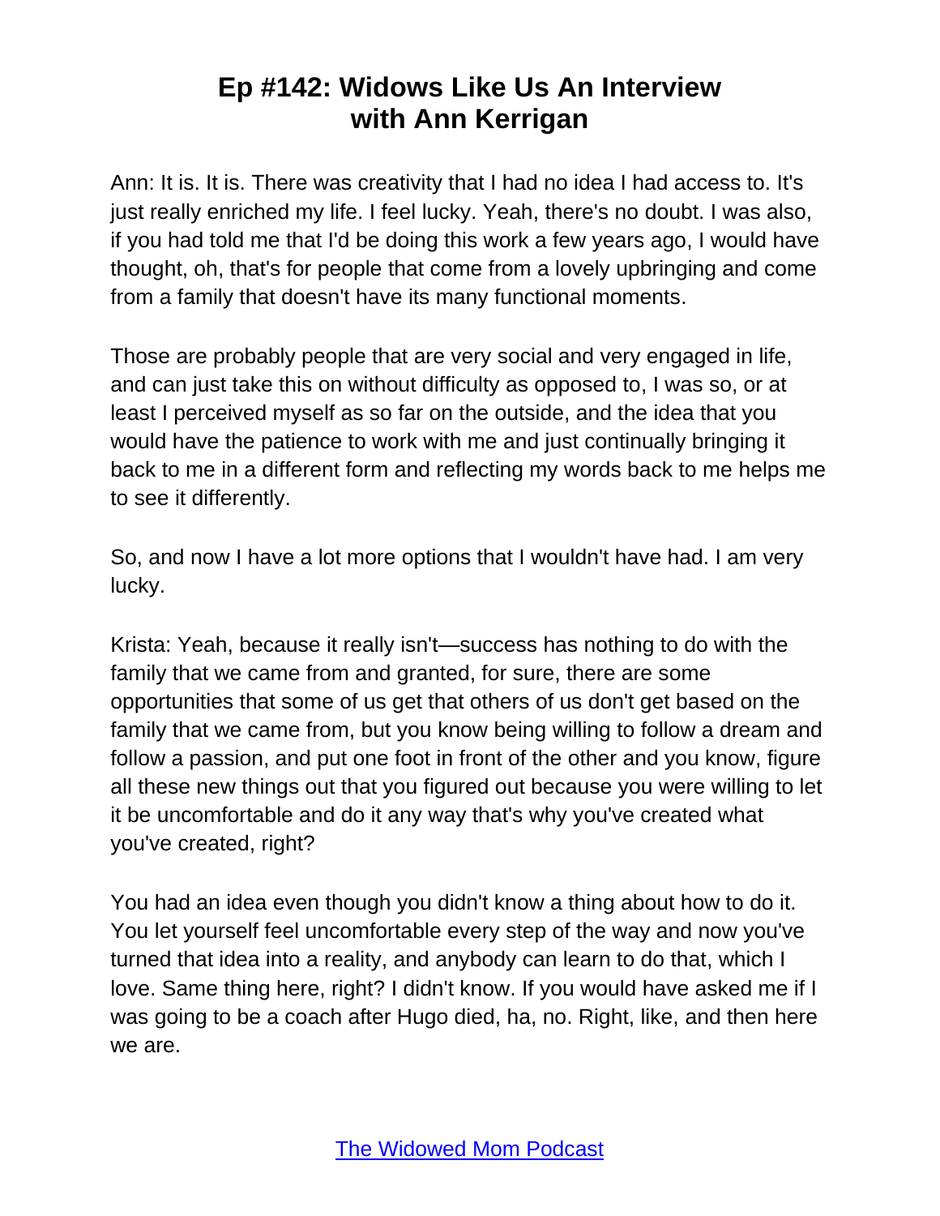Ann: It is. It is. There was creativity that I had no idea I had access to. It's just really enriched my life. I feel lucky. Yeah, there's no doubt. I was also, if you had told me that I'd be doing this work a few years ago, I would have thought, oh, that's for people that come from a lovely upbringing and come from a family that doesn't have its many functional moments.

Those are probably people that are very social and very engaged in life, and can just take this on without difficulty as opposed to, I was so, or at least I perceived myself as so far on the outside, and the idea that you would have the patience to work with me and just continually bringing it back to me in a different form and reflecting my words back to me helps me to see it differently.

So, and now I have a lot more options that I wouldn't have had. I am very lucky.

Krista: Yeah, because it really isn't—success has nothing to do with the family that we came from and granted, for sure, there are some opportunities that some of us get that others of us don't get based on the family that we came from, but you know being willing to follow a dream and follow a passion, and put one foot in front of the other and you know, figure all these new things out that you figured out because you were willing to let it be uncomfortable and do it any way that's why you've created what you've created, right?

You had an idea even though you didn't know a thing about how to do it. You let yourself feel uncomfortable every step of the way and now you've turned that idea into a reality, and anybody can learn to do that, which I love. Same thing here, right? I didn't know. If you would have asked me if I was going to be a coach after Hugo died, ha, no. Right, like, and then here we are.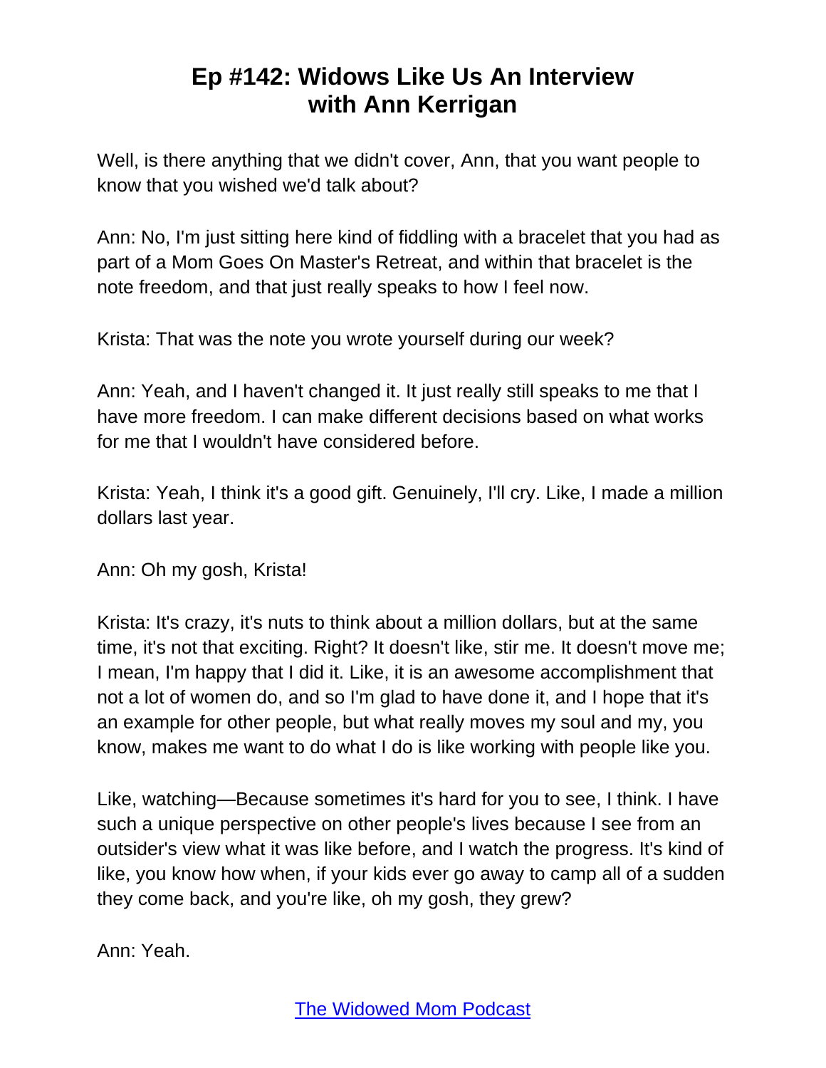Well, is there anything that we didn't cover, Ann, that you want people to know that you wished we'd talk about?

Ann: No, I'm just sitting here kind of fiddling with a bracelet that you had as part of a Mom Goes On Master's Retreat, and within that bracelet is the note freedom, and that just really speaks to how I feel now.

Krista: That was the note you wrote yourself during our week?

Ann: Yeah, and I haven't changed it. It just really still speaks to me that I have more freedom. I can make different decisions based on what works for me that I wouldn't have considered before.

Krista: Yeah, I think it's a good gift. Genuinely, I'll cry. Like, I made a million dollars last year.

Ann: Oh my gosh, Krista!

Krista: It's crazy, it's nuts to think about a million dollars, but at the same time, it's not that exciting. Right? It doesn't like, stir me. It doesn't move me; I mean, I'm happy that I did it. Like, it is an awesome accomplishment that not a lot of women do, and so I'm glad to have done it, and I hope that it's an example for other people, but what really moves my soul and my, you know, makes me want to do what I do is like working with people like you.

Like, watching—Because sometimes it's hard for you to see, I think. I have such a unique perspective on other people's lives because I see from an outsider's view what it was like before, and I watch the progress. It's kind of like, you know how when, if your kids ever go away to camp all of a sudden they come back, and you're like, oh my gosh, they grew?

Ann: Yeah.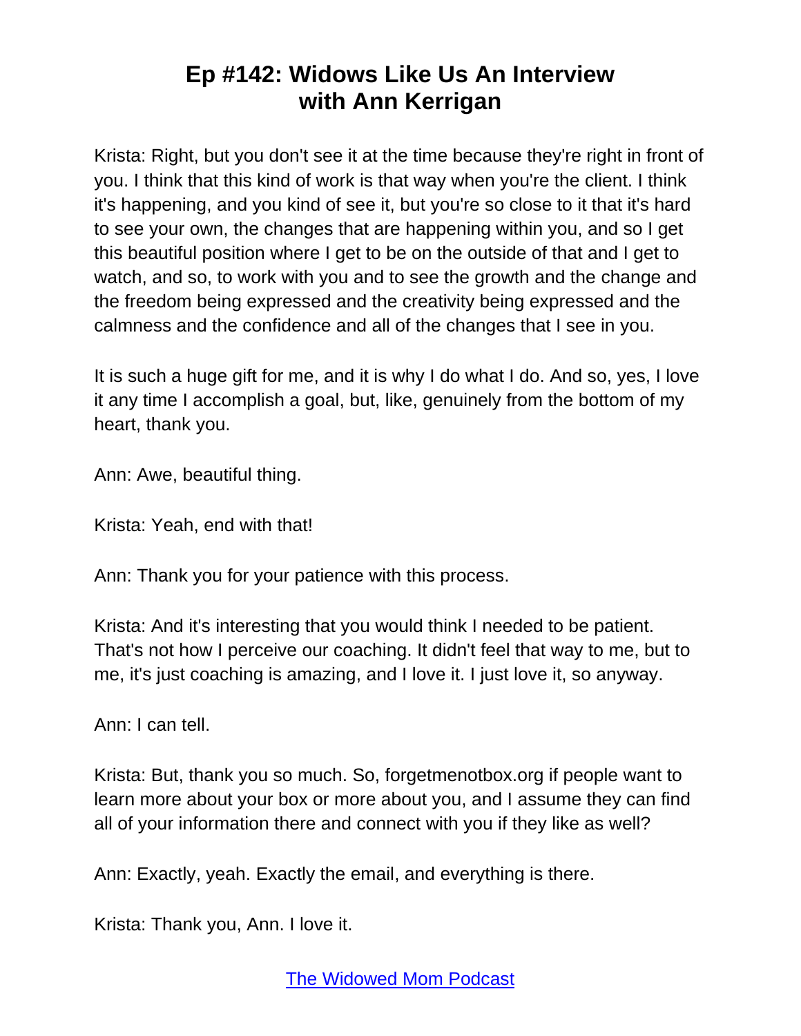Krista: Right, but you don't see it at the time because they're right in front of you. I think that this kind of work is that way when you're the client. I think it's happening, and you kind of see it, but you're so close to it that it's hard to see your own, the changes that are happening within you, and so I get this beautiful position where I get to be on the outside of that and I get to watch, and so, to work with you and to see the growth and the change and the freedom being expressed and the creativity being expressed and the calmness and the confidence and all of the changes that I see in you.

It is such a huge gift for me, and it is why I do what I do. And so, yes, I love it any time I accomplish a goal, but, like, genuinely from the bottom of my heart, thank you.

Ann: Awe, beautiful thing.

Krista: Yeah, end with that!

Ann: Thank you for your patience with this process.

Krista: And it's interesting that you would think I needed to be patient. That's not how I perceive our coaching. It didn't feel that way to me, but to me, it's just coaching is amazing, and I love it. I just love it, so anyway.

Ann: I can tell.

Krista: But, thank you so much. So, forgetmenotbox.org if people want to learn more about your box or more about you, and I assume they can find all of your information there and connect with you if they like as well?

Ann: Exactly, yeah. Exactly the email, and everything is there.

Krista: Thank you, Ann. I love it.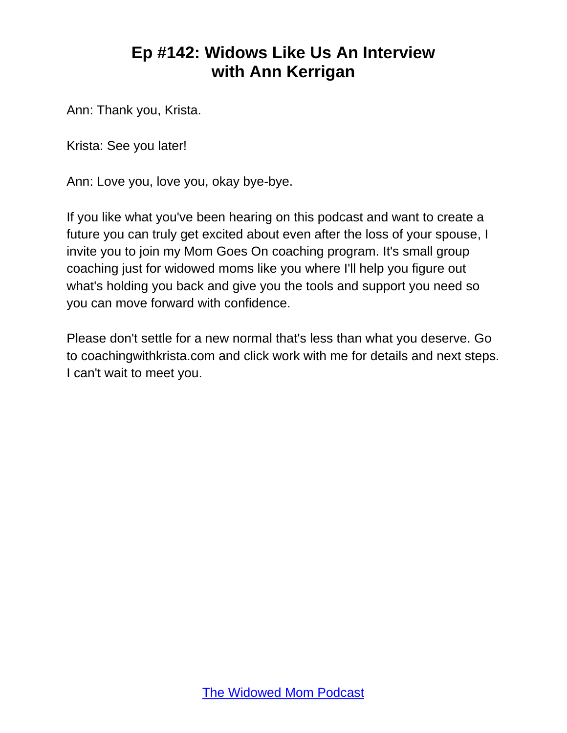Ann: Thank you, Krista.

Krista: See you later!

Ann: Love you, love you, okay bye-bye.

If you like what you've been hearing on this podcast and want to create a future you can truly get excited about even after the loss of your spouse, I invite you to join my Mom Goes On coaching program. It's small group coaching just for widowed moms like you where I'll help you figure out what's holding you back and give you the tools and support you need so you can move forward with confidence.

Please don't settle for a new normal that's less than what you deserve. Go to coachingwithkrista.com and click work with me for details and next steps. I can't wait to meet you.